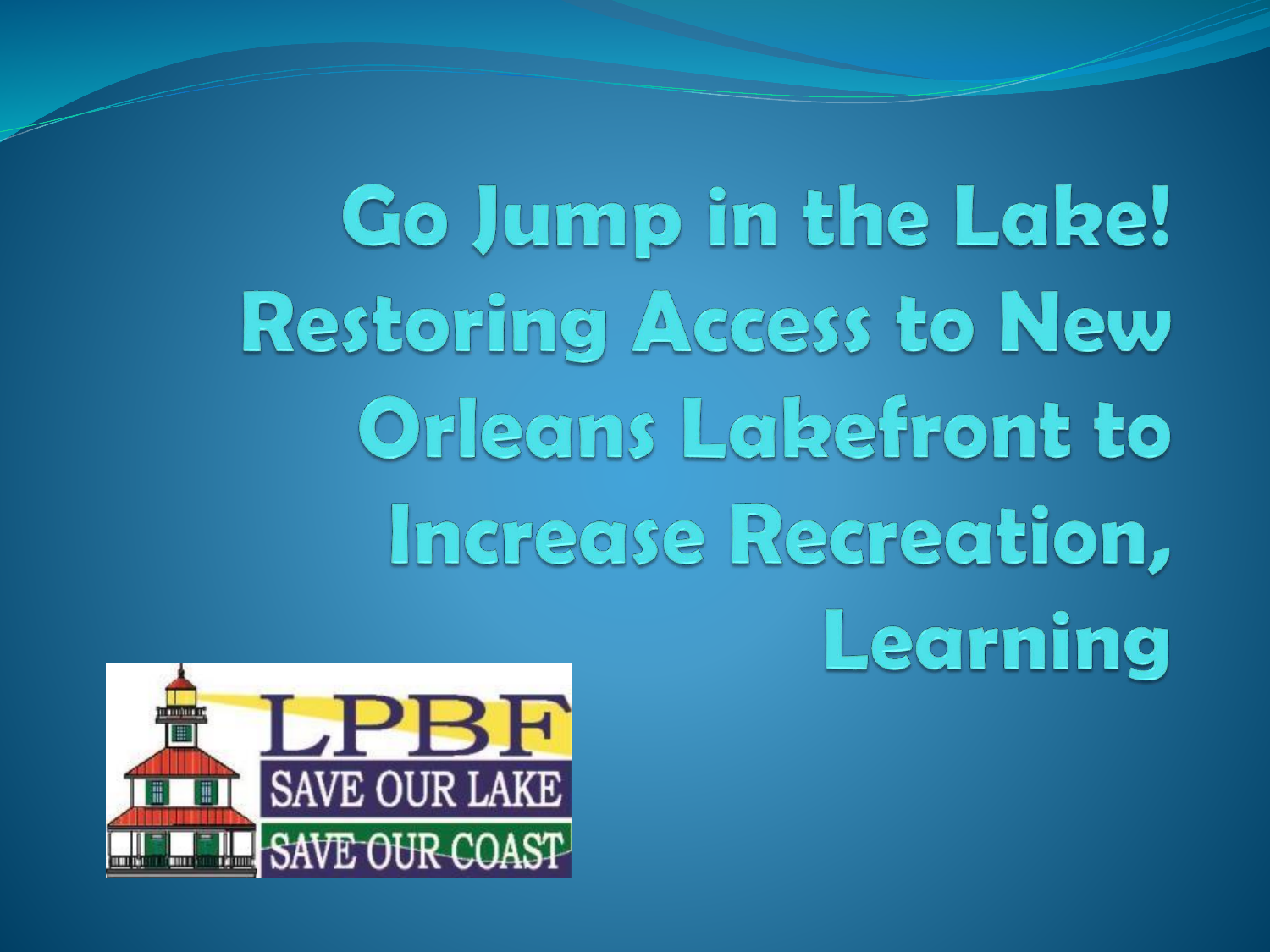# Go Jump in the Lake! Restoring Access to New Orleans Lakefront to Increase Recreation, Learning

LPBF

SAVE OUR LAKE

SAVE OUR COAST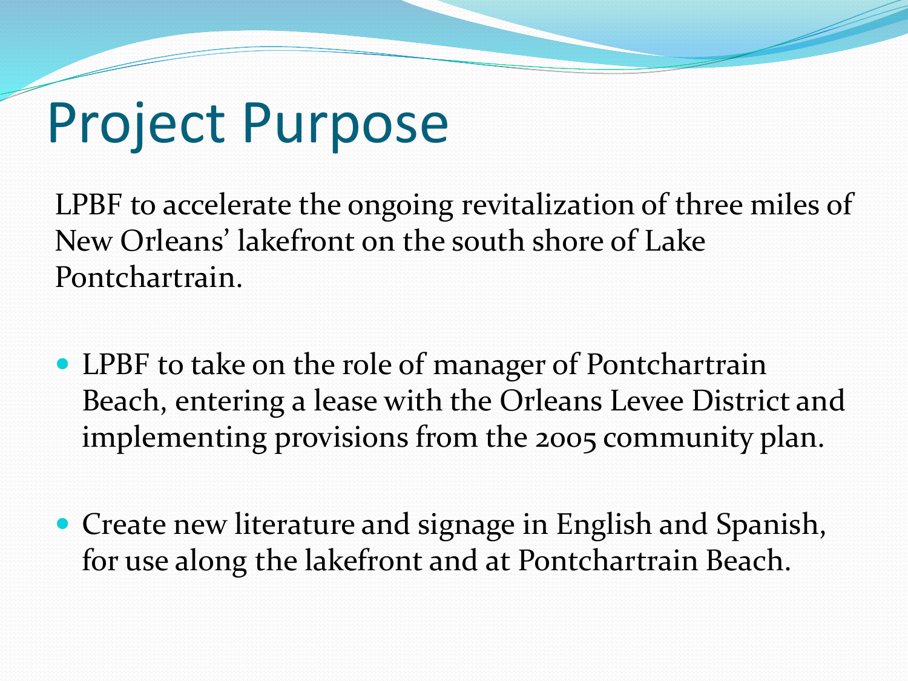# Project Purpose

LPBF to accelerate the ongoing revitalization of three miles of New Orleans' lakefront on the south shore of Lake Pontchartrain.

- LPBF to take on the role of manager of Pontchartrain Beach, entering a lease with the Orleans Levee District and implementing provisions from the 2005 community plan.

- Create new literature and signage in English and Spanish, for use along the lakefront and at Pontchartrain Beach.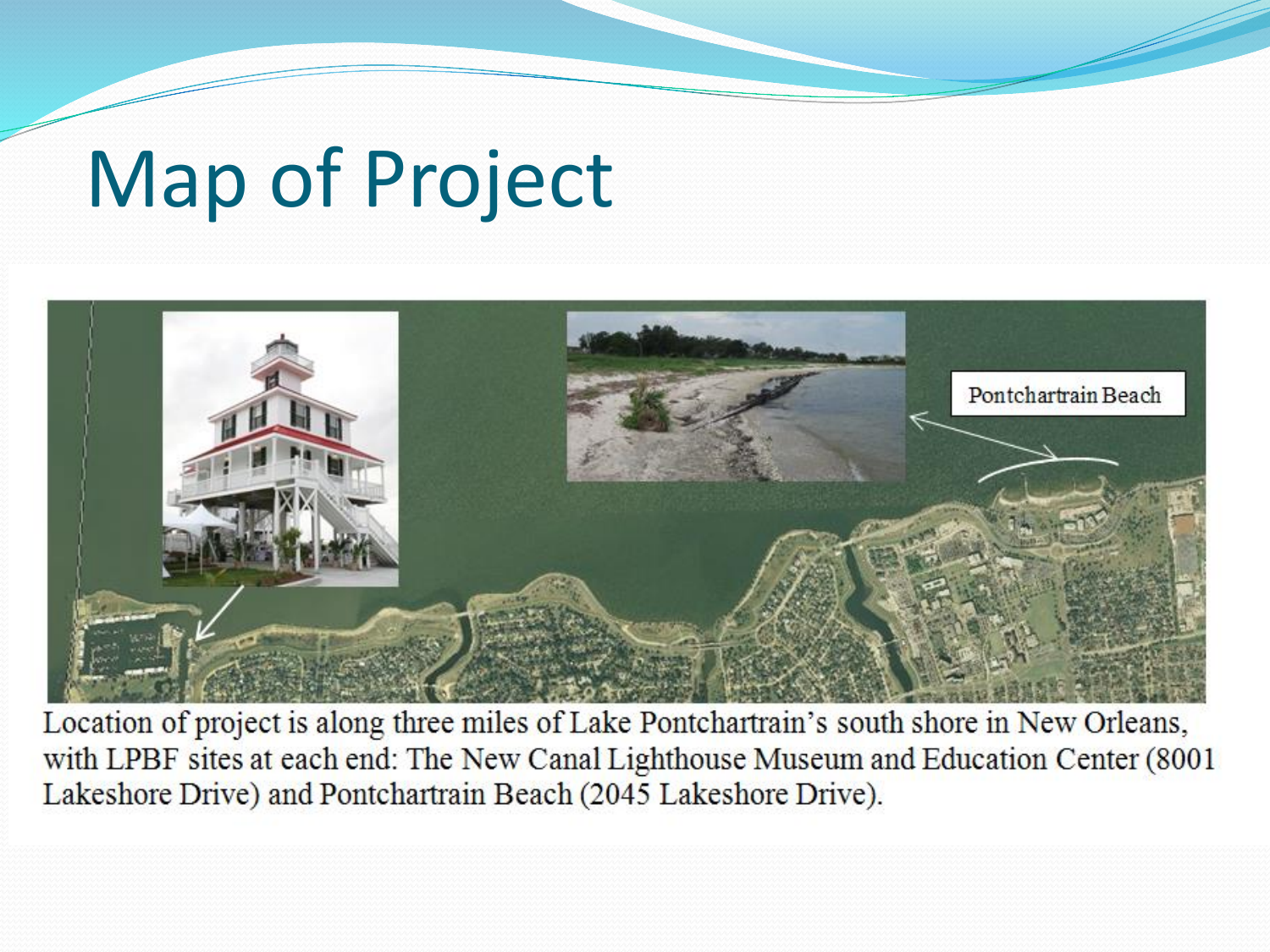# Map of Project

Pontchartrain Beach

Location of project is along three miles of Lake Pontchartrain's south shore in New Orleans, with LPBF sites at each end: The New Canal Lighthouse Museum and Education Center (8001 Lakeshore Drive) and Pontchartrain Beach (2045 Lakeshore Drive).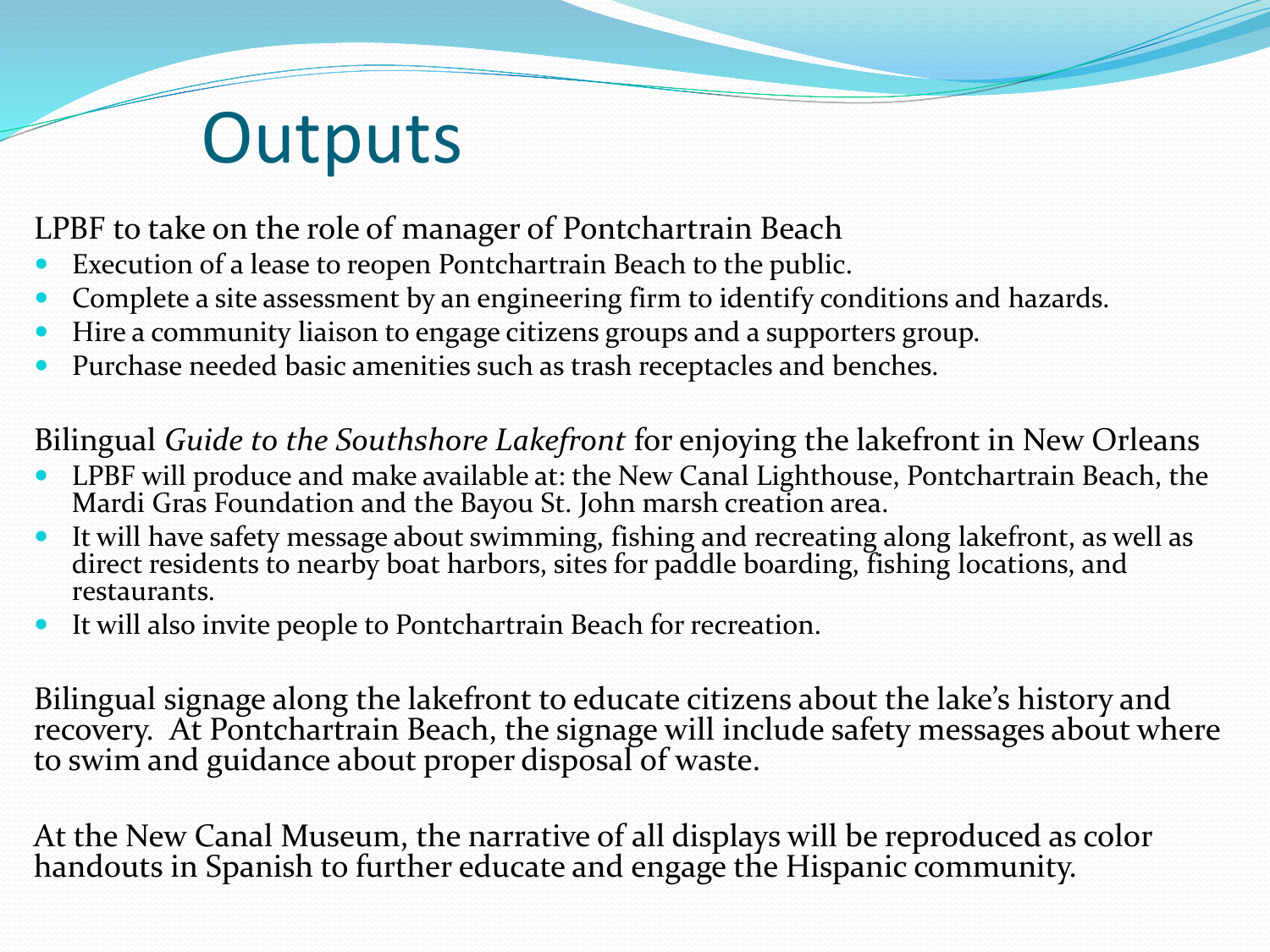# Outputs

LPBF to take on the role of manager of Pontchartrain Beach

- Execution of a lease to reopen Pontchartrain Beach to the public.
- Complete a site assessment by an engineering firm to identify conditions and hazards.
- Hire a community liaison to engage citizens groups and a supporters group.
- Purchase needed basic amenities such as trash receptacles and benches.

Bilingual *Guide to the Southshore Lakefront* for enjoying the lakefront in New Orleans

- LPBF will produce and make available at: the New Canal Lighthouse, Pontchartrain Beach, the Mardi Gras Foundation and the Bayou St. John marsh creation area.
- It will have safety message about swimming, fishing and recreating along lakefront, as well as direct residents to nearby boat harbors, sites for paddle boarding, fishing locations, and restaurants.
- It will also invite people to Pontchartrain Beach for recreation.

Bilingual signage along the lakefront to educate citizens about the lake's history and recovery. At Pontchartrain Beach, the signage will include safety messages about where to swim and guidance about proper disposal of waste.

At the New Canal Museum, the narrative of all displays will be reproduced as color handouts in Spanish to further educate and engage the Hispanic community.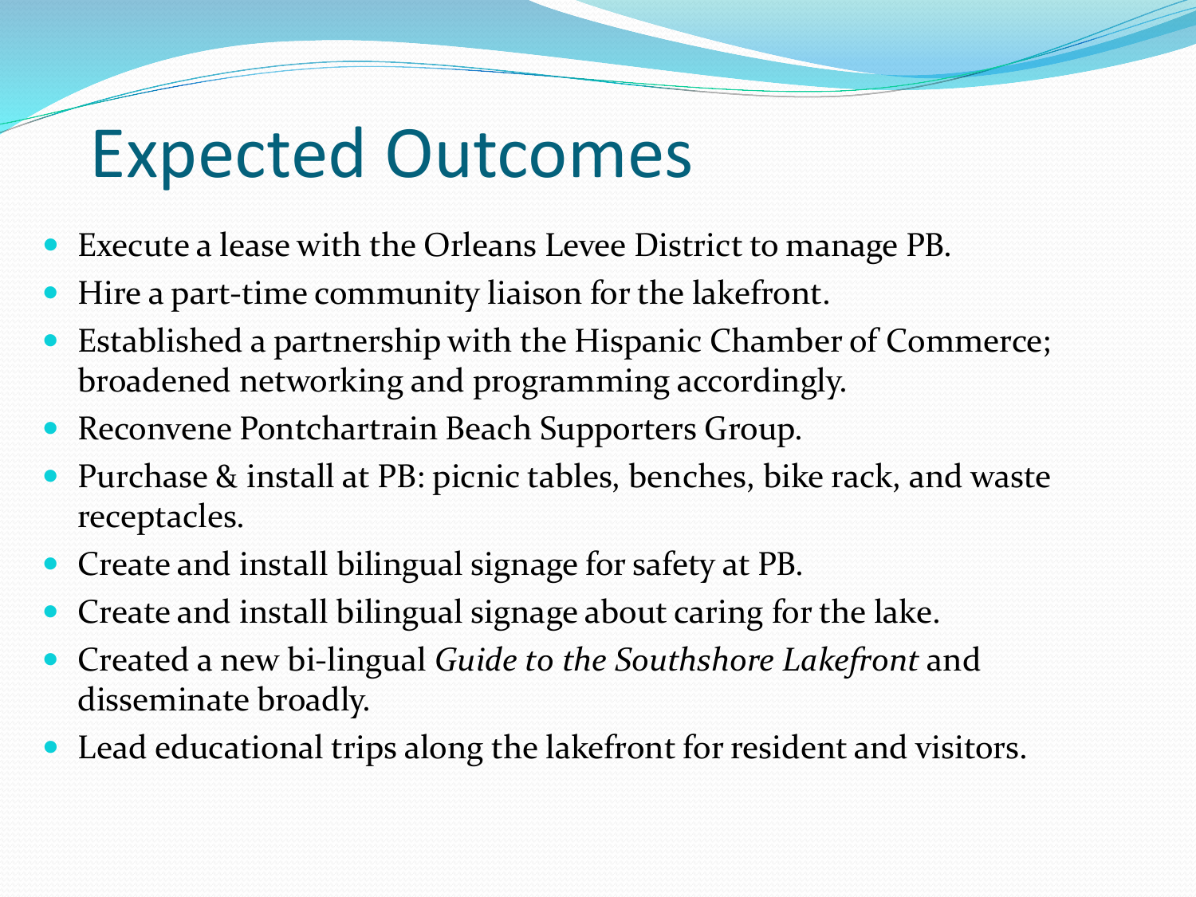# Expected Outcomes

- Execute a lease with the Orleans Levee District to manage PB.
- Hire a part-time community liaison for the lakefront.
- Established a partnership with the Hispanic Chamber of Commerce; broadened networking and programming accordingly.
- Reconvene Pontchartrain Beach Supporters Group.
- Purchase & install at PB: picnic tables, benches, bike rack, and waste receptacles.
- Create and install bilingual signage for safety at PB.
- Create and install bilingual signage about caring for the lake.
- Created a new bi-lingual *Guide to the Southshore Lakefront* and disseminate broadly.
- Lead educational trips along the lakefront for resident and visitors.